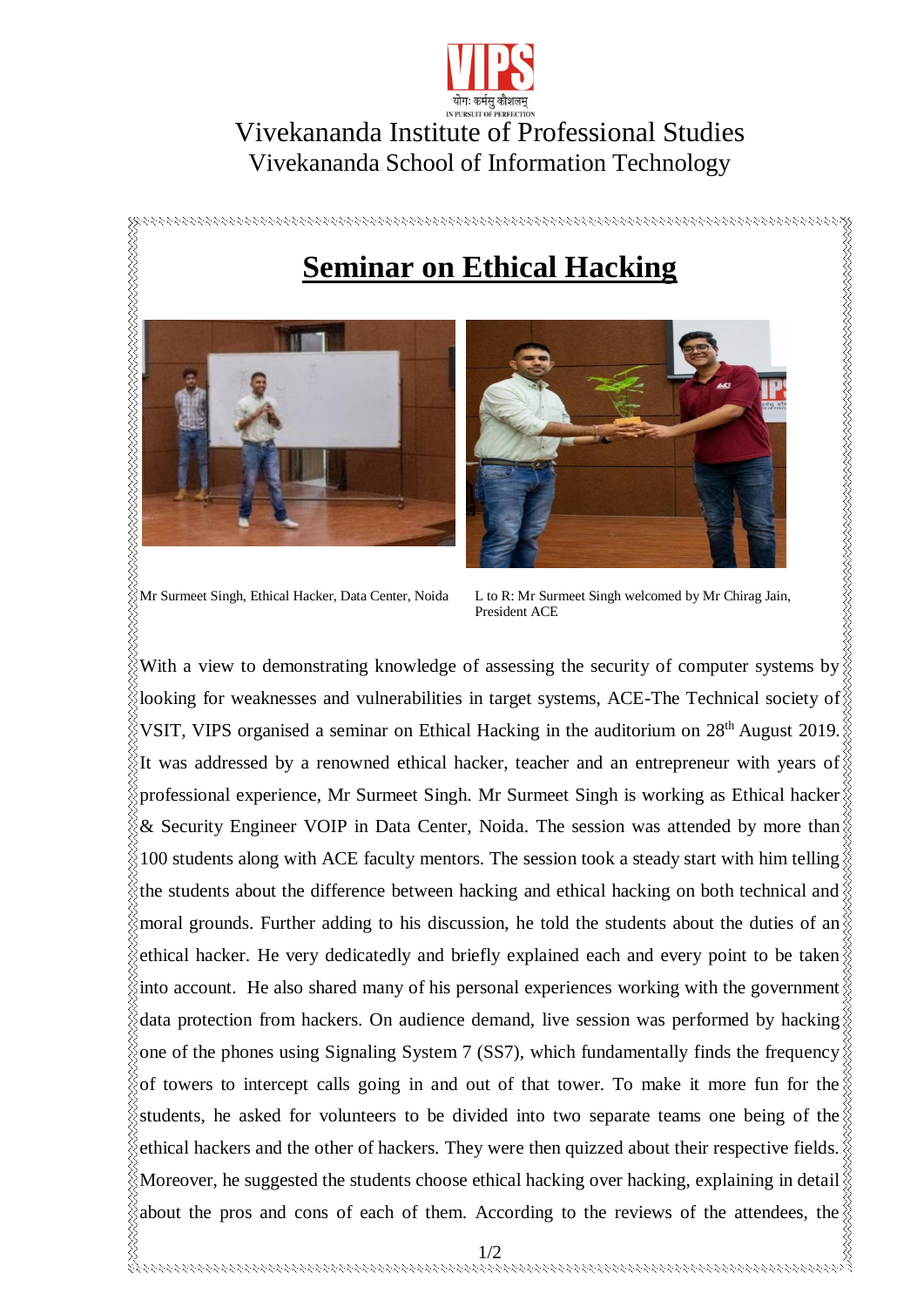Vivekananda Institute of Professional Studies

Vivekananda School of Information Technology

# Seminar on Ethical Hacking

Mr Surmeet Singh, Ethical Hacker, Data Center, Noida

L to R: Mr Surmeet Singh welcomed by Mr Chirag Jain, President ACE

With a view to demonstrating knowledge of assessing the security of computer systems by looking for weaknesses and vulnerabilities in target systems, ACE-The Technical society of VSIT, VIPS organised a seminar on Ethical Hacking in the auditorium on 28th August 2019. It was addressed by a renowned ethical hacker, teacher and an entrepreneur with years of professional experience, Mr Surmeet Singh. Mr Surmeet Singh is working as Ethical hacker & Security Engineer VOIP in Data Center, Noida. The session was attended by more than 100 students along with ACE faculty mentors. The session took a steady start with him telling the students about the difference between hacking and ethical hacking on both technical and moral grounds. Further adding to his discussion, he told the students about the duties of an ethical hacker. He very dedicatedly and briefly explained each and every point to be taken into account. He also shared many of his personal experiences working with the government data protection from hackers. On audience demand, live session was performed by hacking one of the phones using Signaling System 7 (SS7), which fundamentally finds the frequency of towers to intercept calls going in and out of that tower. To make it more fun for the students, he asked for volunteers to be divided into two separate teams one being of the ethical hackers and the other of hackers. They were then quizzed about their respective fields. Moreover, he suggested the students choose ethical hacking over hacking, explaining in detail about the pros and cons of each of them. According to the reviews of the attendees, the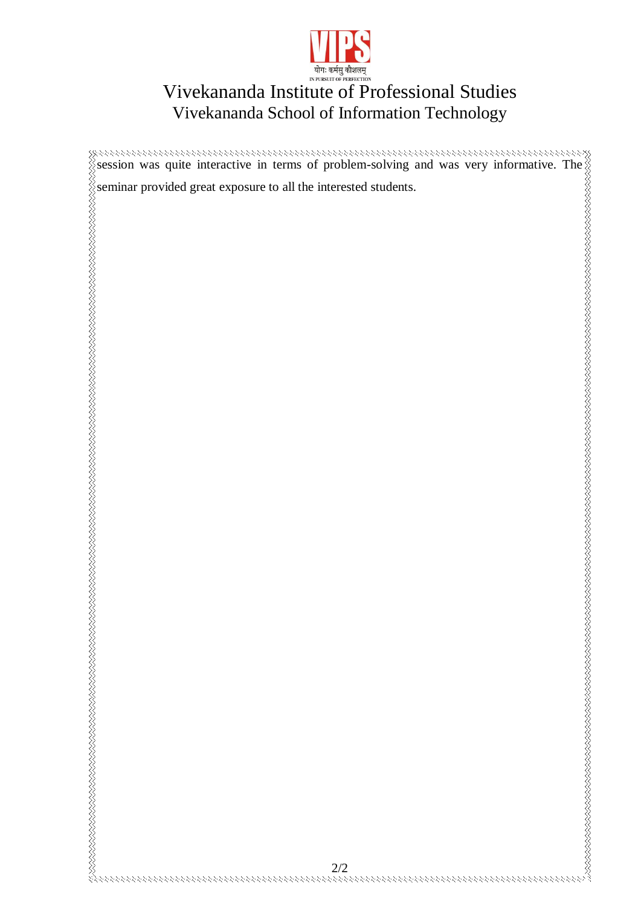session was quite interactive in terms of problem-solving and was very informative. The seminar provided great exposure to all the interested students.